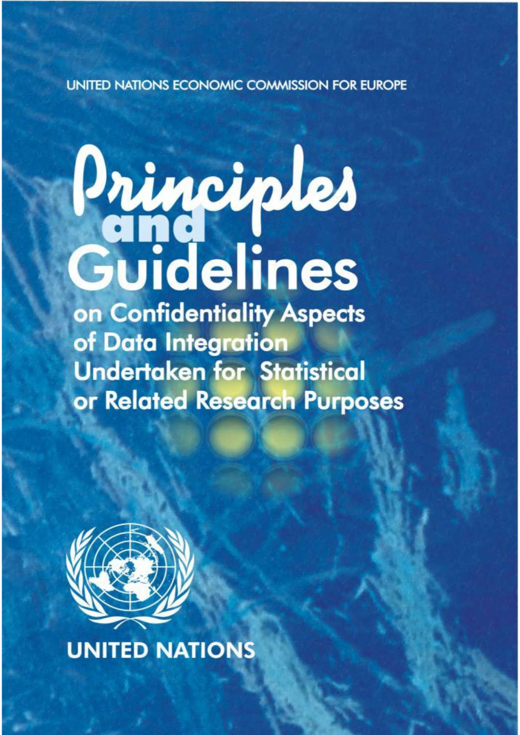UNITED NATIONS ECONOMIC COMMISSION FOR EUROPE

# Principles and Guidelines

## on Confidentiality Aspects of Data Integration Undertaken for Statistical or Related Research Purposes

UNITED NATIONS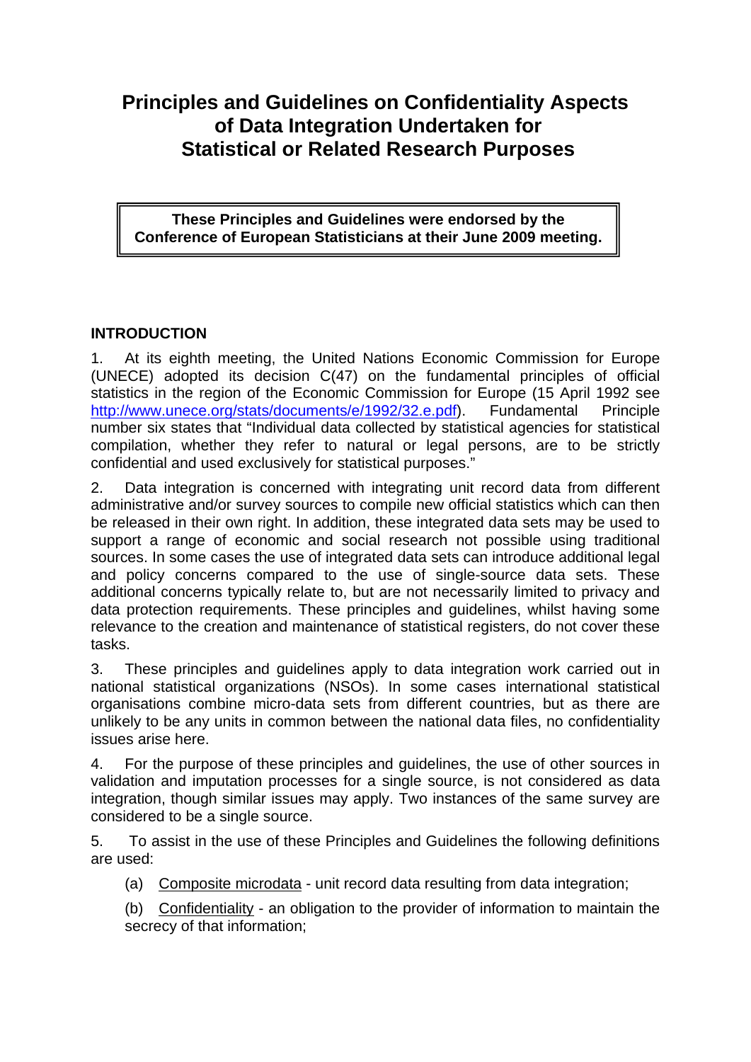# Principles and Guidelines on Confidentiality Aspects of Data Integration Undertaken for Statistical or Related Research Purposes

**These Principles and Guidelines were endorsed by the Conference of European Statisticians at their June 2009 meeting.**

## INTRODUCTION

1. At its eighth meeting, the United Nations Economic Commission for Europe (UNECE) adopted its decision C(47) on the fundamental principles of official statistics in the region of the Economic Commission for Europe (15 April 1992 see http://www.unece.org/stats/documents/e/1992/32.e.pdf). Fundamental Principle number six states that "Individual data collected by statistical agencies for statistical compilation, whether they refer to natural or legal persons, are to be strictly confidential and used exclusively for statistical purposes."

2. Data integration is concerned with integrating unit record data from different administrative and/or survey sources to compile new official statistics which can then be released in their own right. In addition, these integrated data sets may be used to support a range of economic and social research not possible using traditional sources. In some cases the use of integrated data sets can introduce additional legal and policy concerns compared to the use of single-source data sets. These additional concerns typically relate to, but are not necessarily limited to privacy and data protection requirements. These principles and guidelines, whilst having some relevance to the creation and maintenance of statistical registers, do not cover these tasks.

3. These principles and guidelines apply to data integration work carried out in national statistical organizations (NSOs). In some cases international statistical organisations combine micro-data sets from different countries, but as there are unlikely to be any units in common between the national data files, no confidentiality issues arise here.

4. For the purpose of these principles and guidelines, the use of other sources in validation and imputation processes for a single source, is not considered as data integration, though similar issues may apply. Two instances of the same survey are considered to be a single source.

5. To assist in the use of these Principles and Guidelines the following definitions are used:

   (a) Composite microdata - unit record data resulting from data integration;

   (b) Confidentiality - an obligation to the provider of information to maintain the secrecy of that information;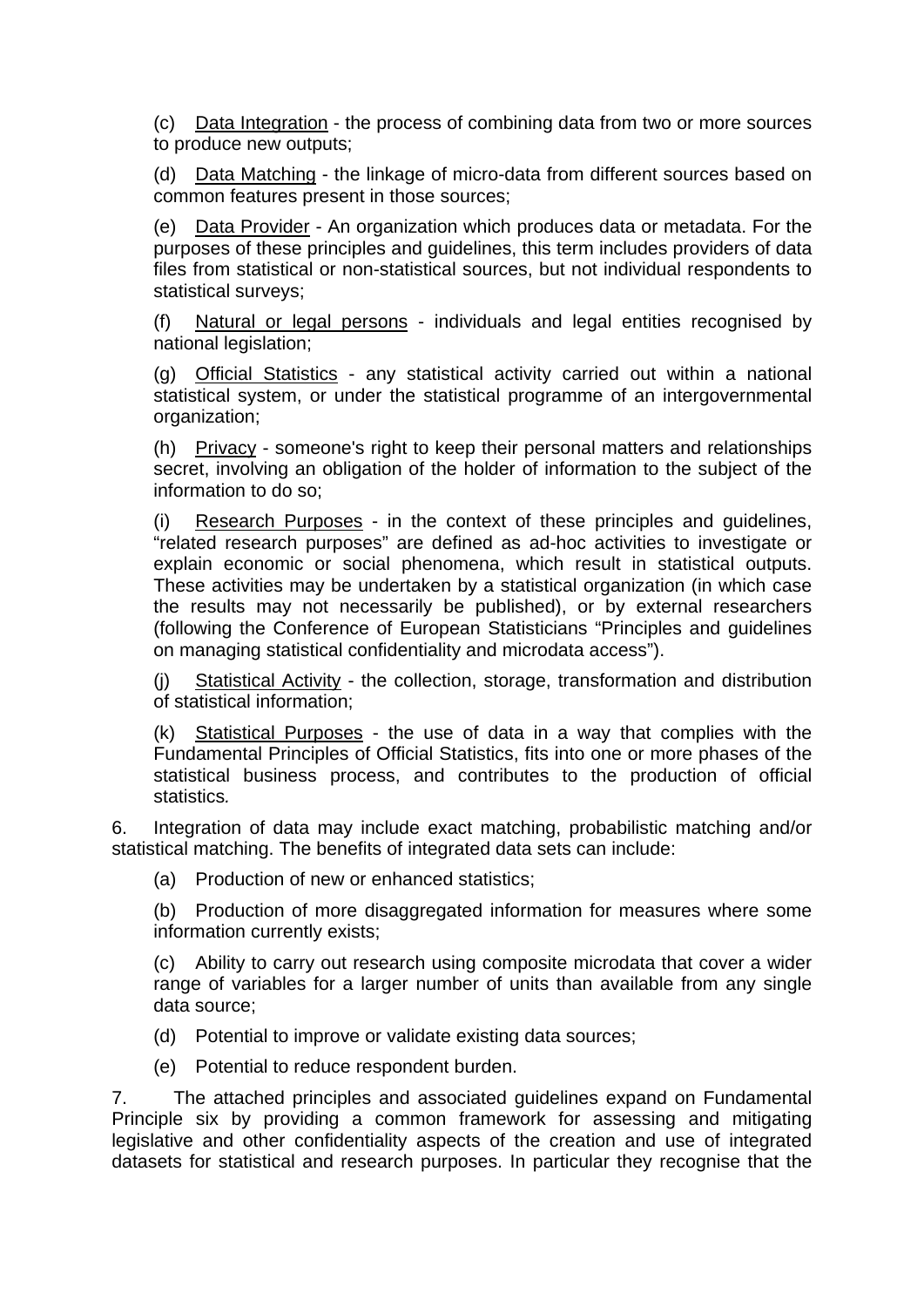(c) Data Integration - the process of combining data from two or more sources to produce new outputs;

(d) Data Matching - the linkage of micro-data from different sources based on common features present in those sources;

(e) Data Provider - An organization which produces data or metadata. For the purposes of these principles and guidelines, this term includes providers of data files from statistical or non-statistical sources, but not individual respondents to statistical surveys;

(f) Natural or legal persons - individuals and legal entities recognised by national legislation;

(g) Official Statistics - any statistical activity carried out within a national statistical system, or under the statistical programme of an intergovernmental organization;

(h) Privacy - someone's right to keep their personal matters and relationships secret, involving an obligation of the holder of information to the subject of the information to do so;

(i) Research Purposes - in the context of these principles and guidelines, “related research purposes” are defined as ad-hoc activities to investigate or explain economic or social phenomena, which result in statistical outputs. These activities may be undertaken by a statistical organization (in which case the results may not necessarily be published), or by external researchers (following the Conference of European Statisticians “Principles and guidelines on managing statistical confidentiality and microdata access”).

(j) Statistical Activity - the collection, storage, transformation and distribution of statistical information;

(k) Statistical Purposes - the use of data in a way that complies with the Fundamental Principles of Official Statistics, fits into one or more phases of the statistical business process, and contributes to the production of official statistics*.*

6. Integration of data may include exact matching, probabilistic matching and/or statistical matching. The benefits of integrated data sets can include:

(a) Production of new or enhanced statistics;

(b) Production of more disaggregated information for measures where some information currently exists;

(c) Ability to carry out research using composite microdata that cover a wider range of variables for a larger number of units than available from any single data source;

(d) Potential to improve or validate existing data sources;

(e) Potential to reduce respondent burden.

7. The attached principles and associated guidelines expand on Fundamental Principle six by providing a common framework for assessing and mitigating legislative and other confidentiality aspects of the creation and use of integrated datasets for statistical and research purposes. In particular they recognise that the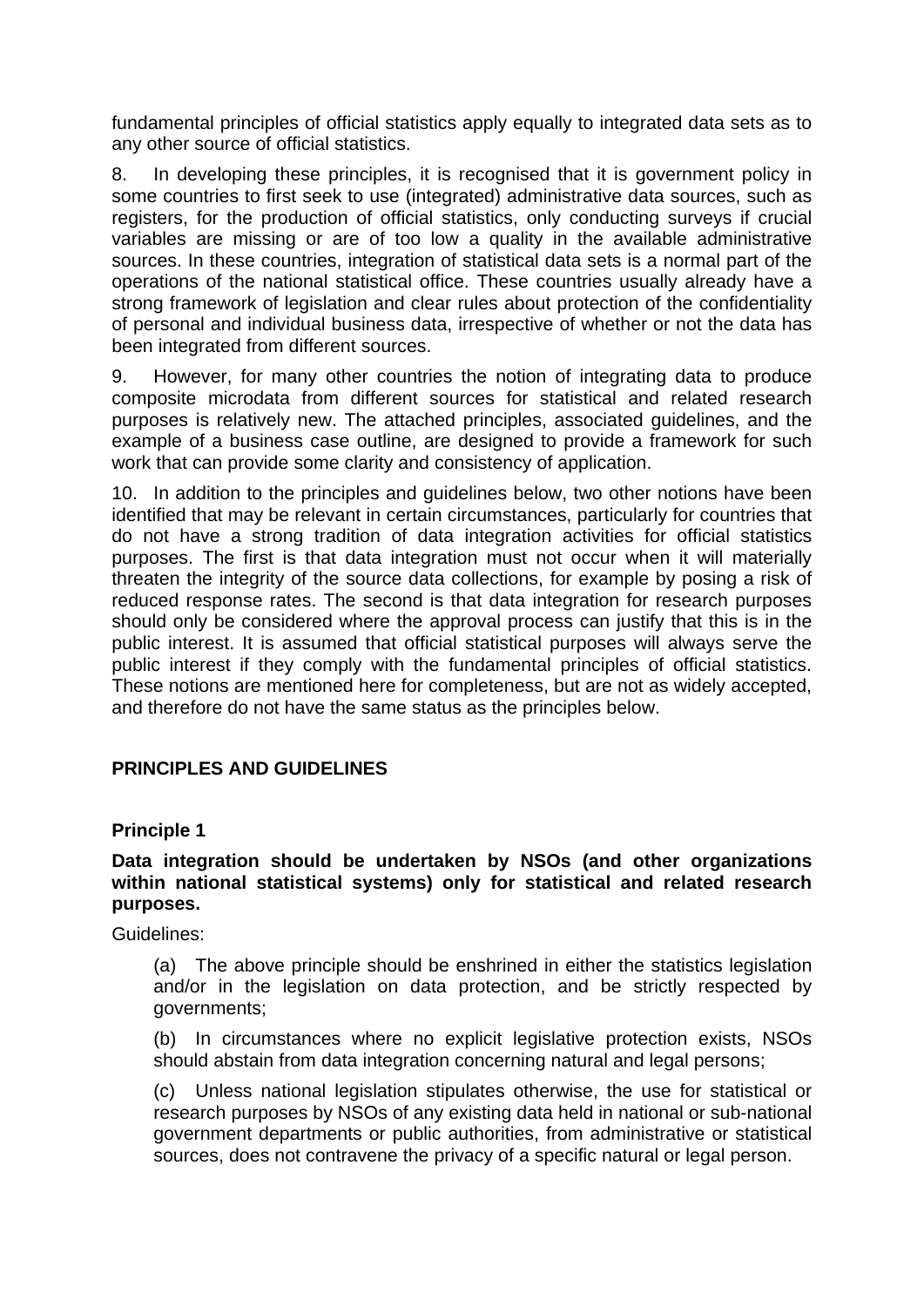fundamental principles of official statistics apply equally to integrated data sets as to any other source of official statistics.

8. In developing these principles, it is recognised that it is government policy in some countries to first seek to use (integrated) administrative data sources, such as registers, for the production of official statistics, only conducting surveys if crucial variables are missing or are of too low a quality in the available administrative sources. In these countries, integration of statistical data sets is a normal part of the operations of the national statistical office. These countries usually already have a strong framework of legislation and clear rules about protection of the confidentiality of personal and individual business data, irrespective of whether or not the data has been integrated from different sources.

9. However, for many other countries the notion of integrating data to produce composite microdata from different sources for statistical and related research purposes is relatively new. The attached principles, associated guidelines, and the example of a business case outline, are designed to provide a framework for such work that can provide some clarity and consistency of application.

10. In addition to the principles and guidelines below, two other notions have been identified that may be relevant in certain circumstances, particularly for countries that do not have a strong tradition of data integration activities for official statistics purposes. The first is that data integration must not occur when it will materially threaten the integrity of the source data collections, for example by posing a risk of reduced response rates. The second is that data integration for research purposes should only be considered where the approval process can justify that this is in the public interest. It is assumed that official statistical purposes will always serve the public interest if they comply with the fundamental principles of official statistics. These notions are mentioned here for completeness, but are not as widely accepted, and therefore do not have the same status as the principles below.

## PRINCIPLES AND GUIDELINES

### Principle 1

**Data integration should be undertaken by NSOs (and other organizations within national statistical systems) only for statistical and related research purposes.**

Guidelines:

(a) The above principle should be enshrined in either the statistics legislation and/or in the legislation on data protection, and be strictly respected by governments;

(b) In circumstances where no explicit legislative protection exists, NSOs should abstain from data integration concerning natural and legal persons;

(c) Unless national legislation stipulates otherwise, the use for statistical or research purposes by NSOs of any existing data held in national or sub-national government departments or public authorities, from administrative or statistical sources, does not contravene the privacy of a specific natural or legal person.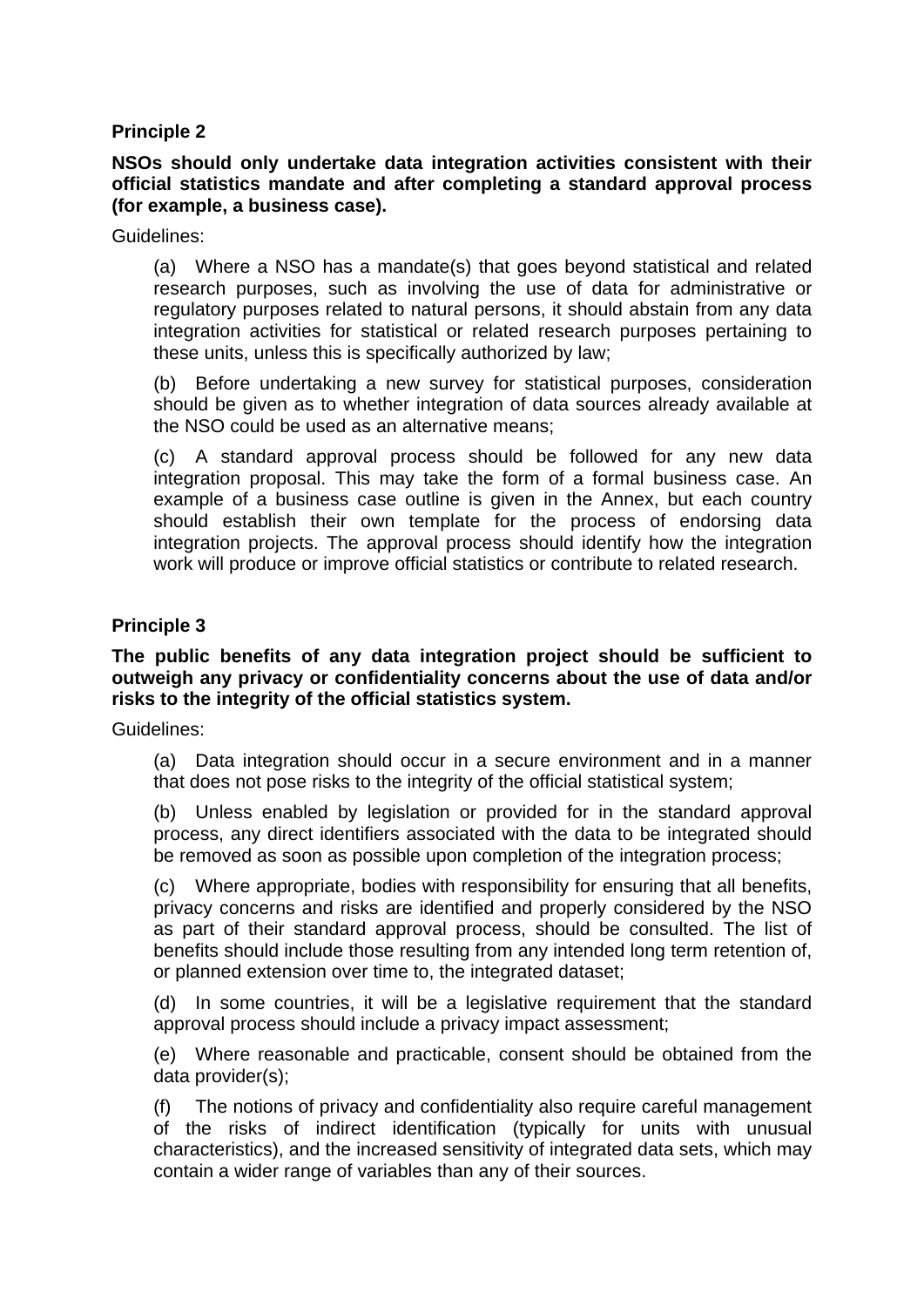**Principle 2**

**NSOs should only undertake data integration activities consistent with their official statistics mandate and after completing a standard approval process (for example, a business case).**

Guidelines:

(a) Where a NSO has a mandate(s) that goes beyond statistical and related research purposes, such as involving the use of data for administrative or regulatory purposes related to natural persons, it should abstain from any data integration activities for statistical or related research purposes pertaining to these units, unless this is specifically authorized by law;

(b) Before undertaking a new survey for statistical purposes, consideration should be given as to whether integration of data sources already available at the NSO could be used as an alternative means;

(c) A standard approval process should be followed for any new data integration proposal. This may take the form of a formal business case. An example of a business case outline is given in the Annex, but each country should establish their own template for the process of endorsing data integration projects. The approval process should identify how the integration work will produce or improve official statistics or contribute to related research.

**Principle 3**

**The public benefits of any data integration project should be sufficient to outweigh any privacy or confidentiality concerns about the use of data and/or risks to the integrity of the official statistics system.**

Guidelines:

(a) Data integration should occur in a secure environment and in a manner that does not pose risks to the integrity of the official statistical system;

(b) Unless enabled by legislation or provided for in the standard approval process, any direct identifiers associated with the data to be integrated should be removed as soon as possible upon completion of the integration process;

(c) Where appropriate, bodies with responsibility for ensuring that all benefits, privacy concerns and risks are identified and properly considered by the NSO as part of their standard approval process, should be consulted. The list of benefits should include those resulting from any intended long term retention of, or planned extension over time to, the integrated dataset;

(d) In some countries, it will be a legislative requirement that the standard approval process should include a privacy impact assessment;

(e) Where reasonable and practicable, consent should be obtained from the data provider(s);

(f) The notions of privacy and confidentiality also require careful management of the risks of indirect identification (typically for units with unusual characteristics), and the increased sensitivity of integrated data sets, which may contain a wider range of variables than any of their sources.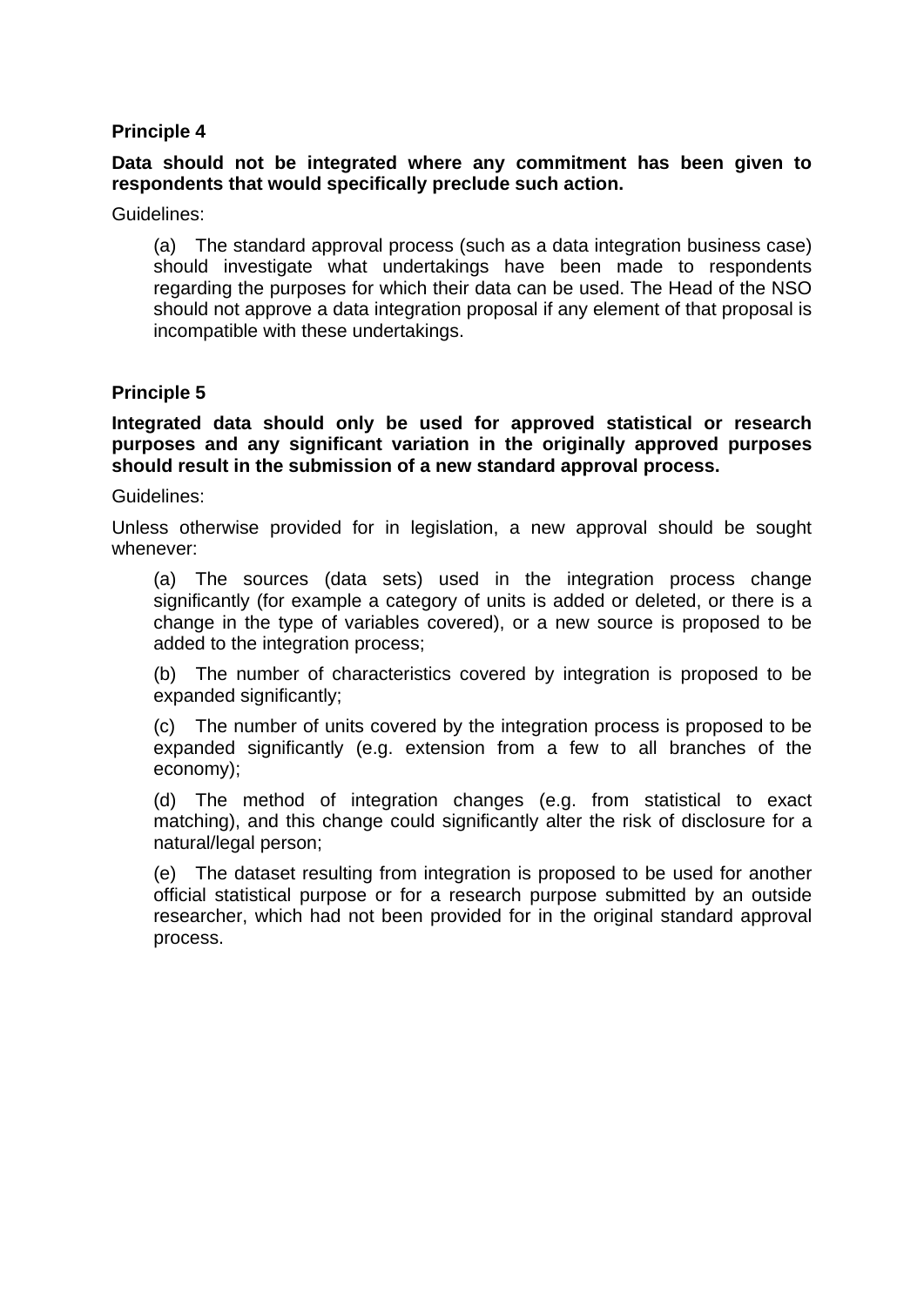**Principle 4**

**Data should not be integrated where any commitment has been given to respondents that would specifically preclude such action.**

Guidelines:

(a) The standard approval process (such as a data integration business case) should investigate what undertakings have been made to respondents regarding the purposes for which their data can be used. The Head of the NSO should not approve a data integration proposal if any element of that proposal is incompatible with these undertakings.

**Principle 5**

**Integrated data should only be used for approved statistical or research purposes and any significant variation in the originally approved purposes should result in the submission of a new standard approval process.**

Guidelines:

Unless otherwise provided for in legislation, a new approval should be sought whenever:

(a) The sources (data sets) used in the integration process change significantly (for example a category of units is added or deleted, or there is a change in the type of variables covered), or a new source is proposed to be added to the integration process;

(b) The number of characteristics covered by integration is proposed to be expanded significantly;

(c) The number of units covered by the integration process is proposed to be expanded significantly (e.g. extension from a few to all branches of the economy);

(d) The method of integration changes (e.g. from statistical to exact matching), and this change could significantly alter the risk of disclosure for a natural/legal person;

(e) The dataset resulting from integration is proposed to be used for another official statistical purpose or for a research purpose submitted by an outside researcher, which had not been provided for in the original standard approval process.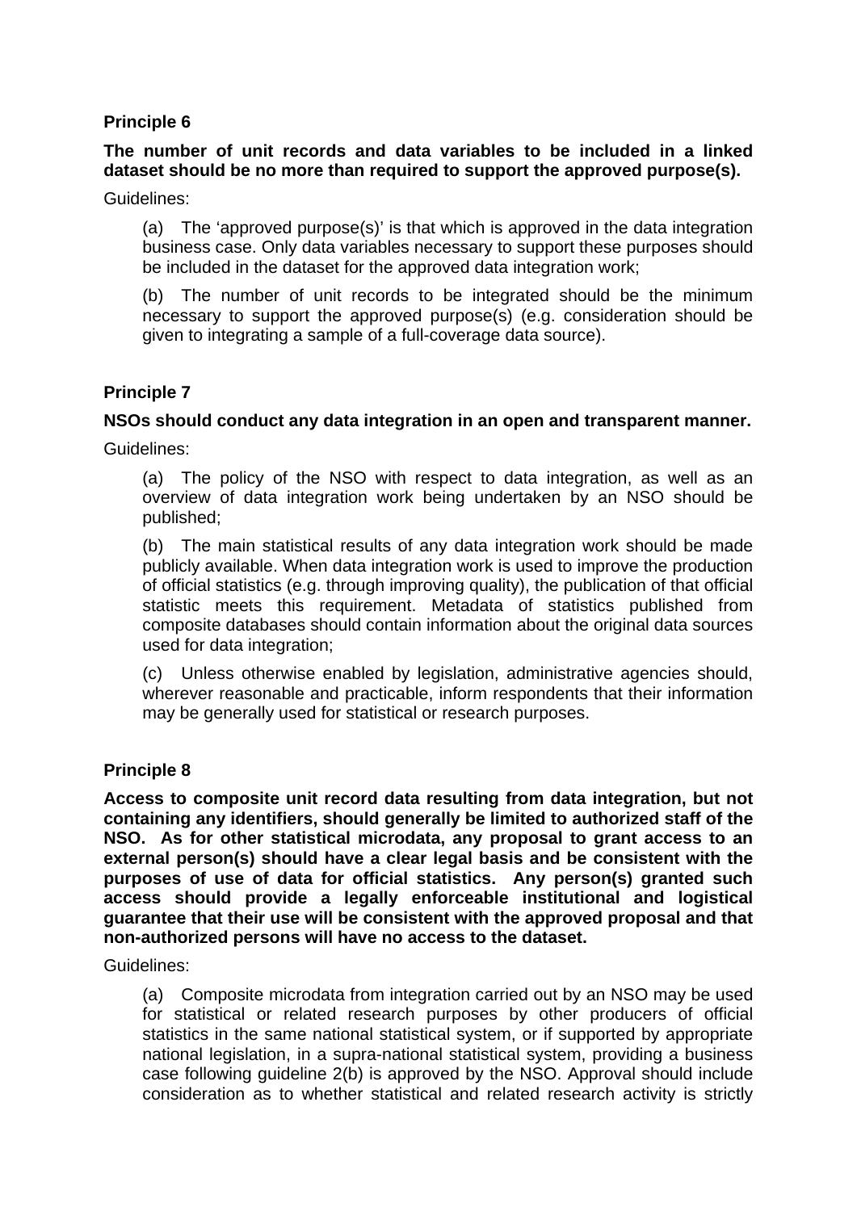**Principle 6**

**The number of unit records and data variables to be included in a linked dataset should be no more than required to support the approved purpose(s).**

Guidelines:

(a) The 'approved purpose(s)' is that which is approved in the data integration business case. Only data variables necessary to support these purposes should be included in the dataset for the approved data integration work;

(b) The number of unit records to be integrated should be the minimum necessary to support the approved purpose(s) (e.g. consideration should be given to integrating a sample of a full-coverage data source).

**Principle 7**

**NSOs should conduct any data integration in an open and transparent manner.**

Guidelines:

(a) The policy of the NSO with respect to data integration, as well as an overview of data integration work being undertaken by an NSO should be published;

(b) The main statistical results of any data integration work should be made publicly available. When data integration work is used to improve the production of official statistics (e.g. through improving quality), the publication of that official statistic meets this requirement. Metadata of statistics published from composite databases should contain information about the original data sources used for data integration;

(c) Unless otherwise enabled by legislation, administrative agencies should, wherever reasonable and practicable, inform respondents that their information may be generally used for statistical or research purposes.

**Principle 8**

**Access to composite unit record data resulting from data integration, but not containing any identifiers, should generally be limited to authorized staff of the NSO. As for other statistical microdata, any proposal to grant access to an external person(s) should have a clear legal basis and be consistent with the purposes of use of data for official statistics. Any person(s) granted such access should provide a legally enforceable institutional and logistical guarantee that their use will be consistent with the approved proposal and that non-authorized persons will have no access to the dataset.**

Guidelines:

(a) Composite microdata from integration carried out by an NSO may be used for statistical or related research purposes by other producers of official statistics in the same national statistical system, or if supported by appropriate national legislation, in a supra-national statistical system, providing a business case following guideline 2(b) is approved by the NSO. Approval should include consideration as to whether statistical and related research activity is strictly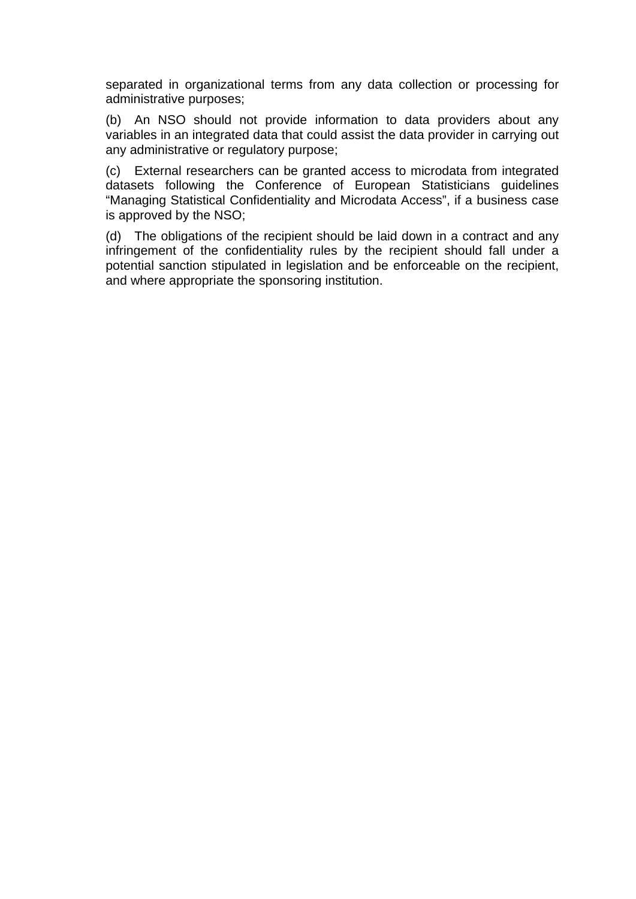separated in organizational terms from any data collection or processing for administrative purposes;

(b) An NSO should not provide information to data providers about any variables in an integrated data that could assist the data provider in carrying out any administrative or regulatory purpose;

(c) External researchers can be granted access to microdata from integrated datasets following the Conference of European Statisticians guidelines “Managing Statistical Confidentiality and Microdata Access”, if a business case is approved by the NSO;

(d) The obligations of the recipient should be laid down in a contract and any infringement of the confidentiality rules by the recipient should fall under a potential sanction stipulated in legislation and be enforceable on the recipient, and where appropriate the sponsoring institution.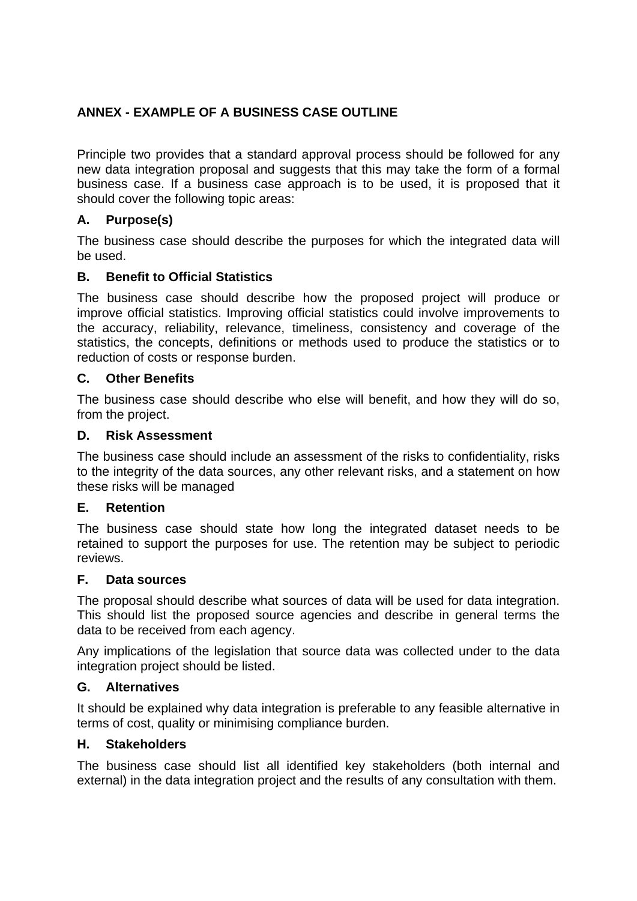## ANNEX - EXAMPLE OF A BUSINESS CASE OUTLINE

Principle two provides that a standard approval process should be followed for any new data integration proposal and suggests that this may take the form of a formal business case. If a business case approach is to be used, it is proposed that it should cover the following topic areas:

### A. Purpose(s)

The business case should describe the purposes for which the integrated data will be used.

### B. Benefit to Official Statistics

The business case should describe how the proposed project will produce or improve official statistics. Improving official statistics could involve improvements to the accuracy, reliability, relevance, timeliness, consistency and coverage of the statistics, the concepts, definitions or methods used to produce the statistics or to reduction of costs or response burden.

### C. Other Benefits

The business case should describe who else will benefit, and how they will do so, from the project.

### D. Risk Assessment

The business case should include an assessment of the risks to confidentiality, risks to the integrity of the data sources, any other relevant risks, and a statement on how these risks will be managed

### E. Retention

The business case should state how long the integrated dataset needs to be retained to support the purposes for use. The retention may be subject to periodic reviews.

### F. Data sources

The proposal should describe what sources of data will be used for data integration. This should list the proposed source agencies and describe in general terms the data to be received from each agency.

Any implications of the legislation that source data was collected under to the data integration project should be listed.

### G. Alternatives

It should be explained why data integration is preferable to any feasible alternative in terms of cost, quality or minimising compliance burden.

### H. Stakeholders

The business case should list all identified key stakeholders (both internal and external) in the data integration project and the results of any consultation with them.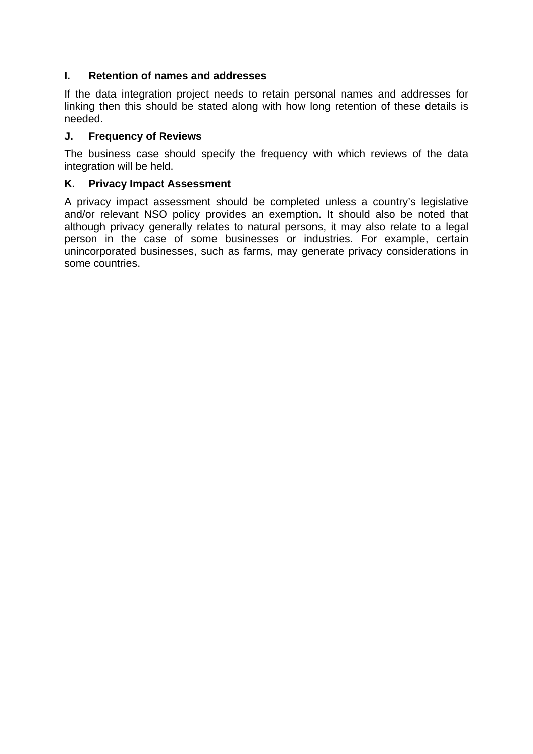### I. Retention of names and addresses

If the data integration project needs to retain personal names and addresses for linking then this should be stated along with how long retention of these details is needed.

### J. Frequency of Reviews

The business case should specify the frequency with which reviews of the data integration will be held.

### K. Privacy Impact Assessment

A privacy impact assessment should be completed unless a country's legislative and/or relevant NSO policy provides an exemption. It should also be noted that although privacy generally relates to natural persons, it may also relate to a legal person in the case of some businesses or industries. For example, certain unincorporated businesses, such as farms, may generate privacy considerations in some countries.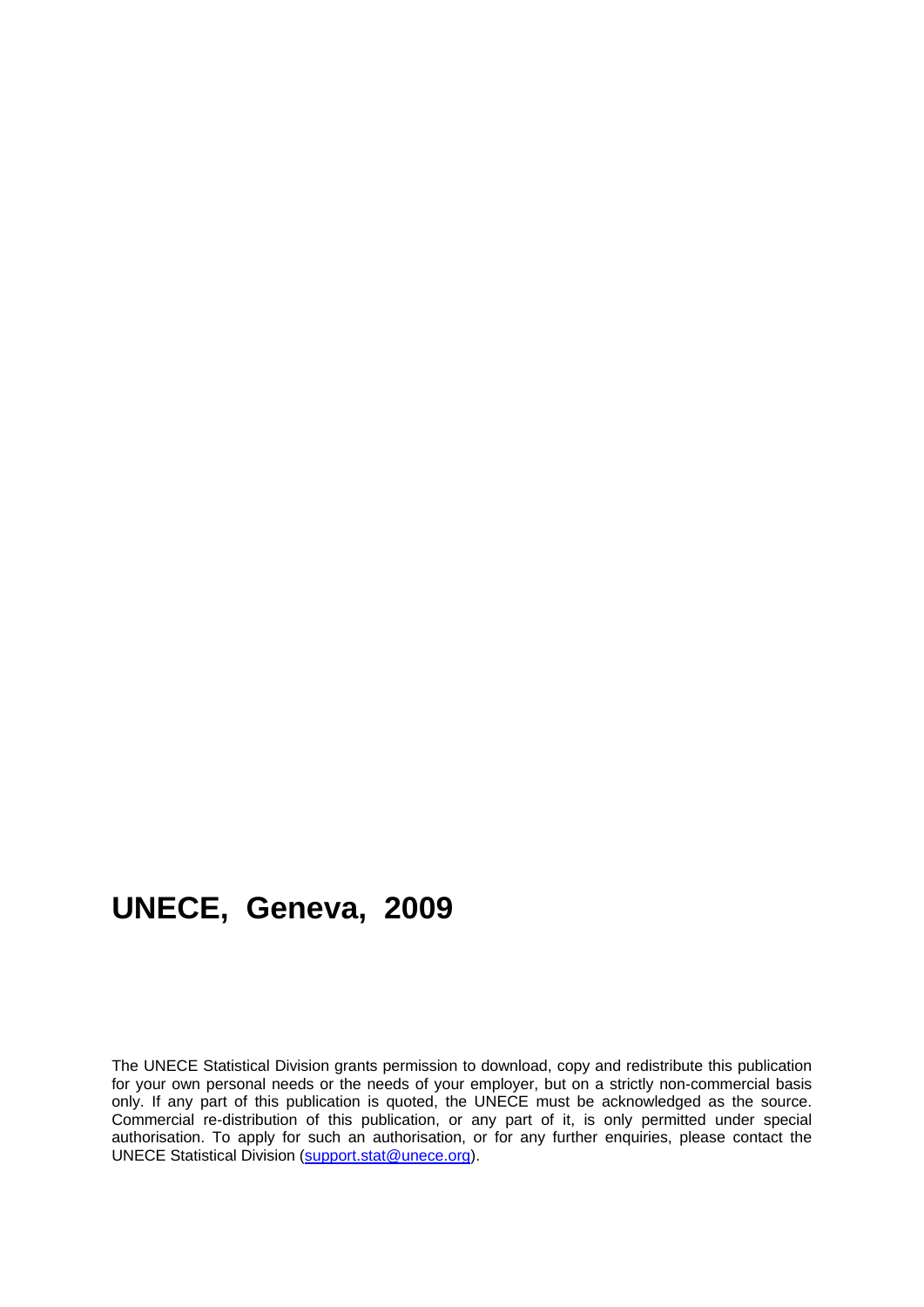**UNECE, Geneva, 2009**

The UNECE Statistical Division grants permission to download, copy and redistribute this publication for your own personal needs or the needs of your employer, but on a strictly non-commercial basis only. If any part of this publication is quoted, the UNECE must be acknowledged as the source. Commercial re-distribution of this publication, or any part of it, is only permitted under special authorisation. To apply for such an authorisation, or for any further enquiries, please contact the UNECE Statistical Division (support.stat@unece.org).